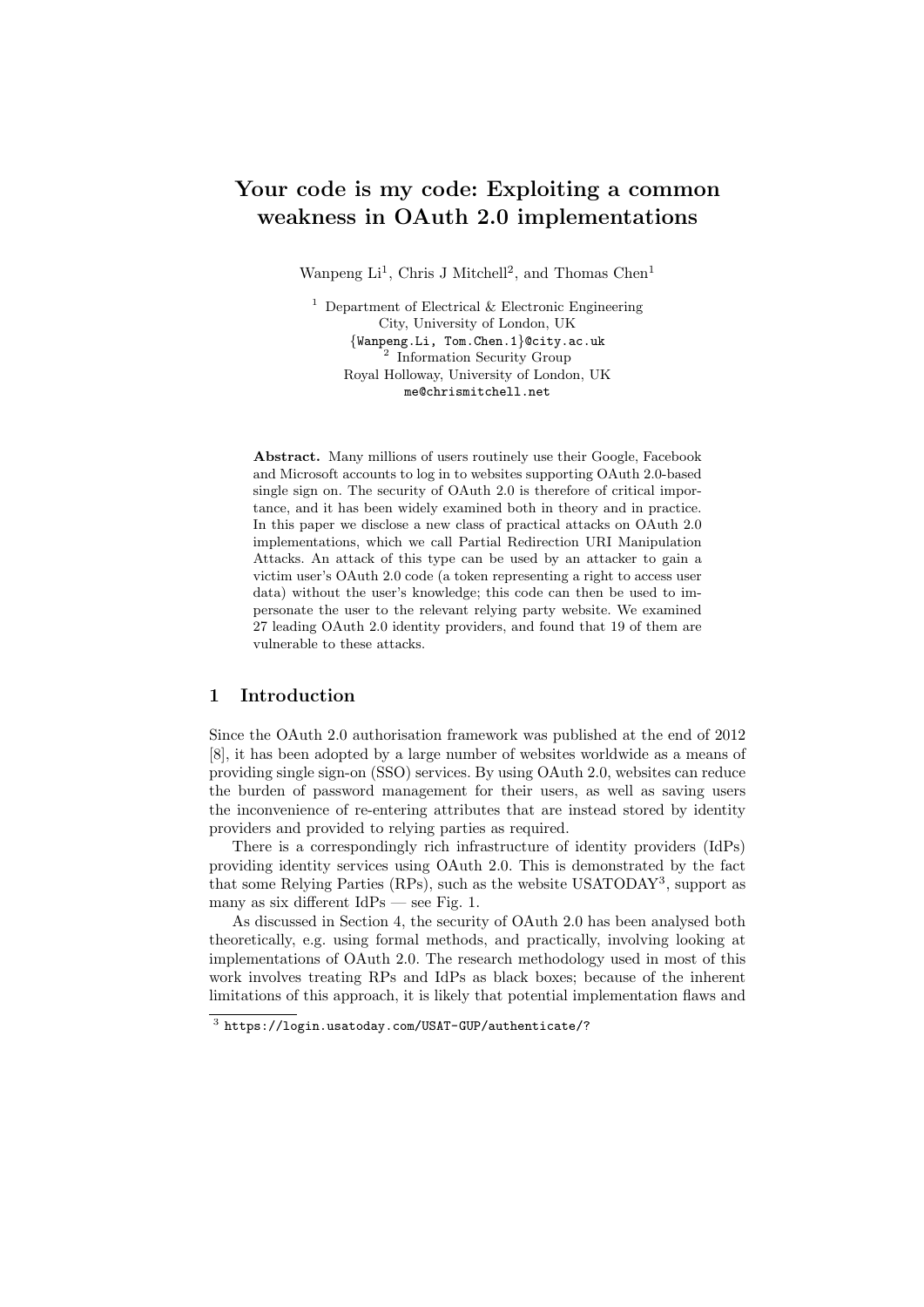# Your code is my code: Exploiting a common weakness in OAuth 2.0 implementations

Wanpeng Li[1], Chris J Mitchell[2], and Thomas Chen[1]

[1] Department of Electrical & Electronic Engineering
City, University of London, UK
{Wanpeng.Li, Tom.Chen.1}@city.ac.uk

[2] Information Security Group
Royal Holloway, University of London, UK
me@chrismitchell.net

**Abstract.** Many millions of users routinely use their Google, Facebook and Microsoft accounts to log in to websites supporting OAuth 2.0-based single sign on. The security of OAuth 2.0 is therefore of critical importance, and it has been widely examined both in theory and in practice. In this paper we disclose a new class of practical attacks on OAuth 2.0 implementations, which we call Partial Redirection URI Manipulation Attacks. An attack of this type can be used by an attacker to gain a victim user's OAuth 2.0 code (a token representing a right to access user data) without the user's knowledge; this code can then be used to impersonate the user to the relevant relying party website. We examined 27 leading OAuth 2.0 identity providers, and found that 19 of them are vulnerable to these attacks.

## 1 Introduction

Since the OAuth 2.0 authorisation framework was published at the end of 2012 [8], it has been adopted by a large number of websites worldwide as a means of providing single sign-on (SSO) services. By using OAuth 2.0, websites can reduce the burden of password management for their users, as well as saving users the inconvenience of re-entering attributes that are instead stored by identity providers and provided to relying parties as required.

There is a correspondingly rich infrastructure of identity providers (IdPs) providing identity services using OAuth 2.0. This is demonstrated by the fact that some Relying Parties (RPs), such as the website USATODAY[3], support as many as six different IdPs — see Fig. 1.

As discussed in Section 4, the security of OAuth 2.0 has been analysed both theoretically, e.g. using formal methods, and practically, involving looking at implementations of OAuth 2.0. The research methodology used in most of this work involves treating RPs and IdPs as black boxes; because of the inherent limitations of this approach, it is likely that potential implementation flaws and

[3] https://login.usatoday.com/USAT-GUP/authenticate/?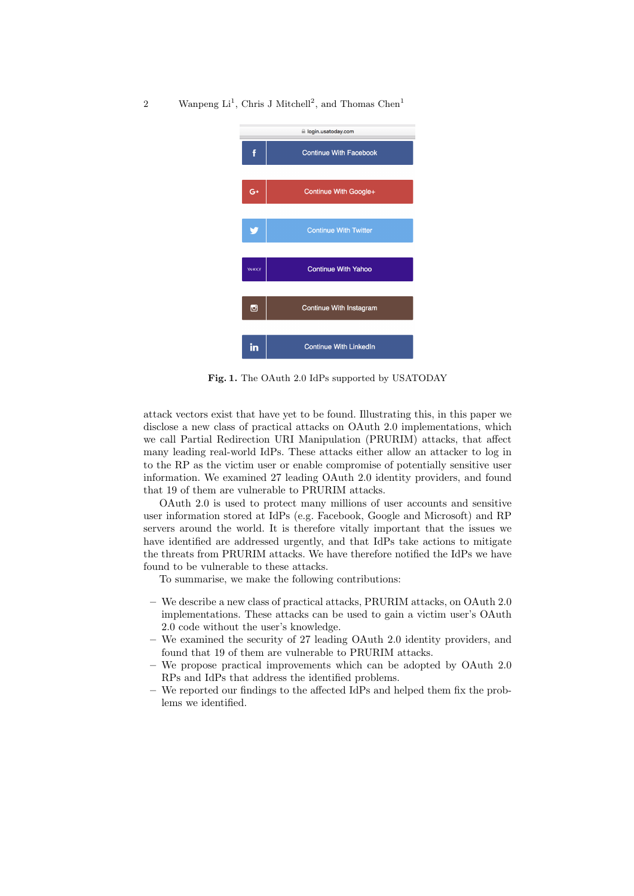**Fig. 1.** The OAuth 2.0 IdPs supported by USATODAY

attack vectors exist that have yet to be found. Illustrating this, in this paper we disclose a new class of practical attacks on OAuth 2.0 implementations, which we call Partial Redirection URI Manipulation (PRURIM) attacks, that affect many leading real-world IdPs. These attacks either allow an attacker to log in to the RP as the victim user or enable compromise of potentially sensitive user information. We examined 27 leading OAuth 2.0 identity providers, and found that 19 of them are vulnerable to PRURIM attacks.

OAuth 2.0 is used to protect many millions of user accounts and sensitive user information stored at IdPs (e.g. Facebook, Google and Microsoft) and RP servers around the world. It is therefore vitally important that the issues we have identified are addressed urgently, and that IdPs take actions to mitigate the threats from PRURIM attacks. We have therefore notified the IdPs we have found to be vulnerable to these attacks.

To summarise, we make the following contributions:

- We describe a new class of practical attacks, PRURIM attacks, on OAuth 2.0 implementations. These attacks can be used to gain a victim user's OAuth 2.0 code without the user's knowledge.
- We examined the security of 27 leading OAuth 2.0 identity providers, and found that 19 of them are vulnerable to PRURIM attacks.
- We propose practical improvements which can be adopted by OAuth 2.0 RPs and IdPs that address the identified problems.
- We reported our findings to the affected IdPs and helped them fix the problems we identified.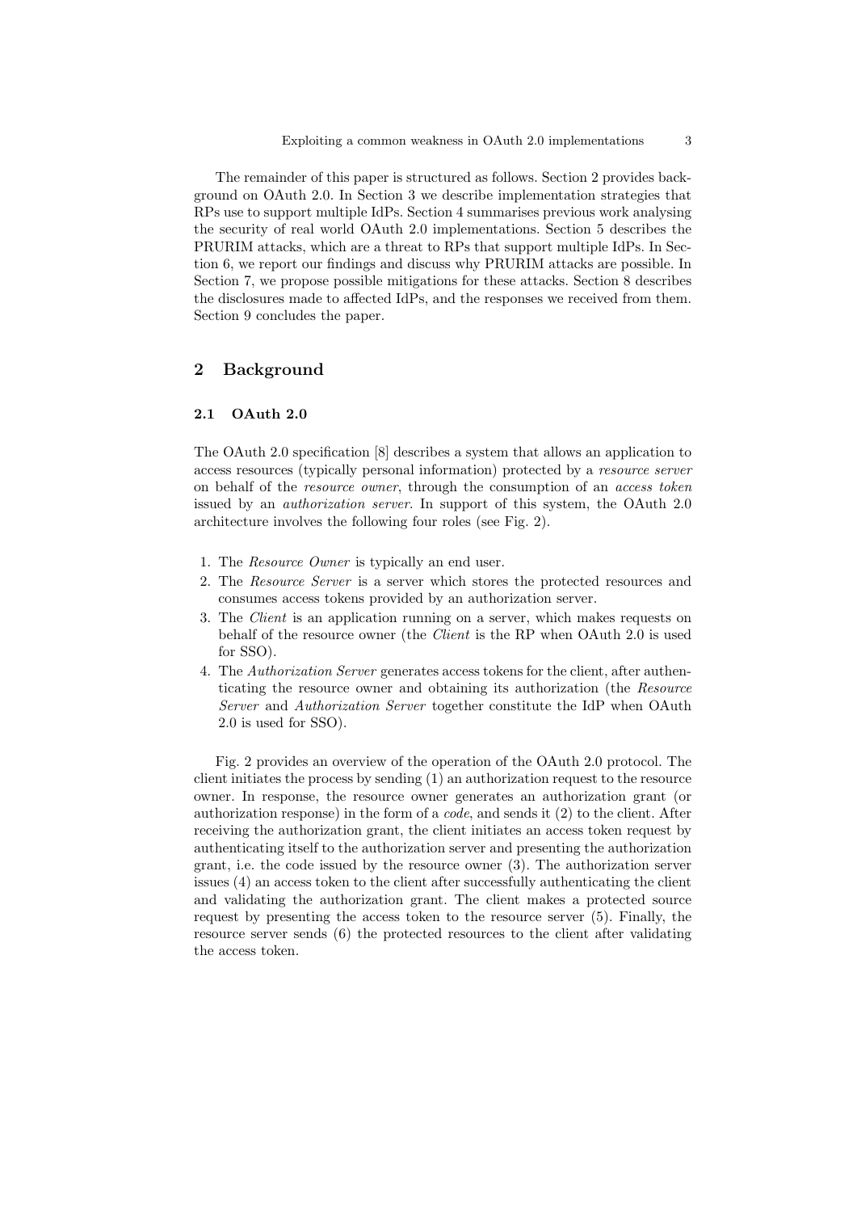The remainder of this paper is structured as follows. Section 2 provides background on OAuth 2.0. In Section 3 we describe implementation strategies that RPs use to support multiple IdPs. Section 4 summarises previous work analysing the security of real world OAuth 2.0 implementations. Section 5 describes the PRURIM attacks, which are a threat to RPs that support multiple IdPs. In Section 6, we report our findings and discuss why PRURIM attacks are possible. In Section 7, we propose possible mitigations for these attacks. Section 8 describes the disclosures made to affected IdPs, and the responses we received from them. Section 9 concludes the paper.

## 2 Background

### 2.1 OAuth 2.0

The OAuth 2.0 specification [8] describes a system that allows an application to access resources (typically personal information) protected by a *resource server* on behalf of the *resource owner*, through the consumption of an *access token* issued by an *authorization server*. In support of this system, the OAuth 2.0 architecture involves the following four roles (see Fig. 2).

1. The *Resource Owner* is typically an end user.
2. The *Resource Server* is a server which stores the protected resources and consumes access tokens provided by an authorization server.
3. The *Client* is an application running on a server, which makes requests on behalf of the resource owner (the *Client* is the RP when OAuth 2.0 is used for SSO).
4. The *Authorization Server* generates access tokens for the client, after authenticating the resource owner and obtaining its authorization (the *Resource Server* and *Authorization Server* together constitute the IdP when OAuth 2.0 is used for SSO).

Fig. 2 provides an overview of the operation of the OAuth 2.0 protocol. The client initiates the process by sending (1) an authorization request to the resource owner. In response, the resource owner generates an authorization grant (or authorization response) in the form of a *code*, and sends it (2) to the client. After receiving the authorization grant, the client initiates an access token request by authenticating itself to the authorization server and presenting the authorization grant, i.e. the code issued by the resource owner (3). The authorization server issues (4) an access token to the client after successfully authenticating the client and validating the authorization grant. The client makes a protected source request by presenting the access token to the resource server (5). Finally, the resource server sends (6) the protected resources to the client after validating the access token.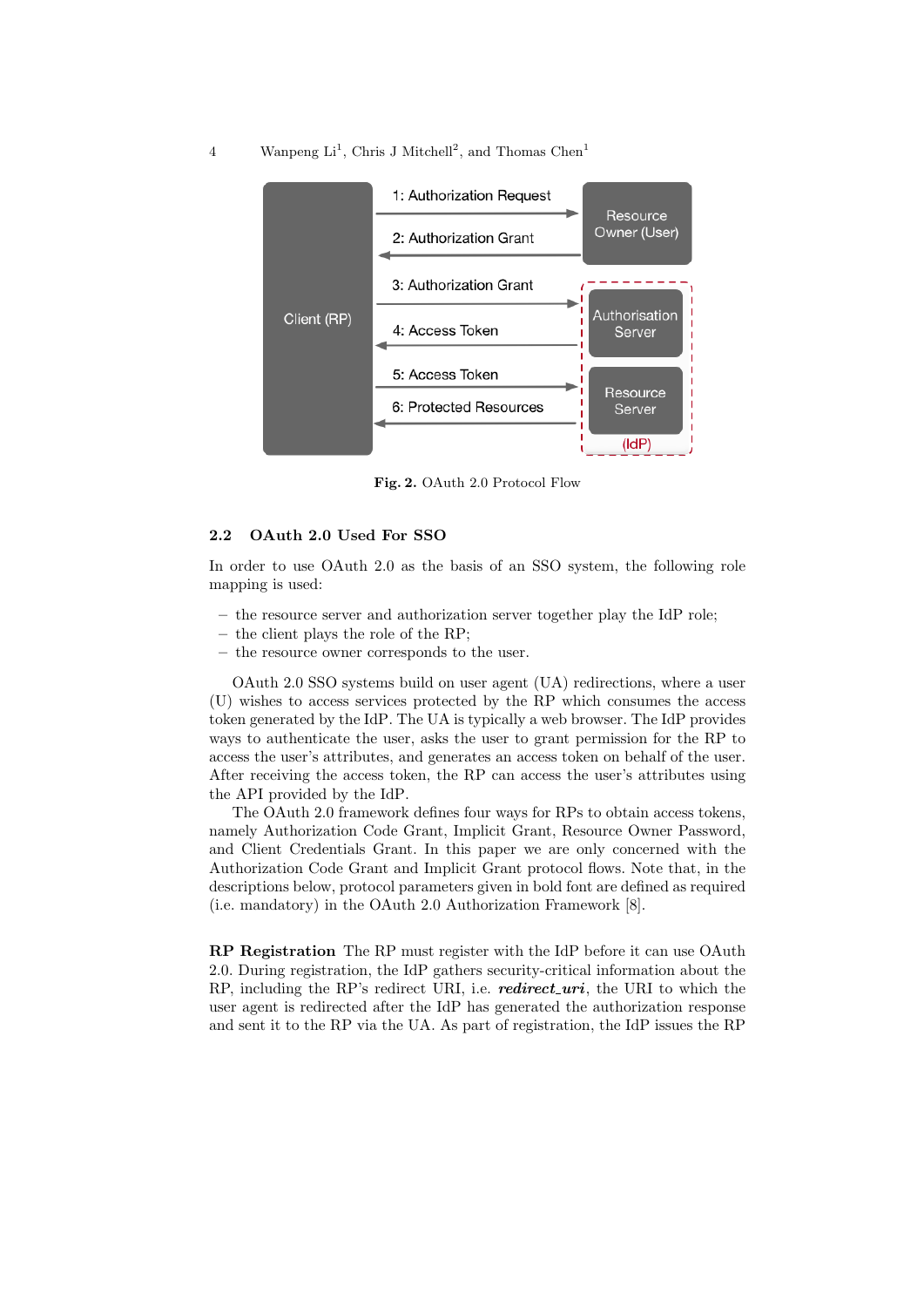Fig. 2. OAuth 2.0 Protocol Flow

### 2.2 OAuth 2.0 Used For SSO

In order to use OAuth 2.0 as the basis of an SSO system, the following role mapping is used:

- the resource server and authorization server together play the IdP role;
- the client plays the role of the RP;
- the resource owner corresponds to the user.

OAuth 2.0 SSO systems build on user agent (UA) redirections, where a user (U) wishes to access services protected by the RP which consumes the access token generated by the IdP. The UA is typically a web browser. The IdP provides ways to authenticate the user, asks the user to grant permission for the RP to access the user's attributes, and generates an access token on behalf of the user. After receiving the access token, the RP can access the user's attributes using the API provided by the IdP.

The OAuth 2.0 framework defines four ways for RPs to obtain access tokens, namely Authorization Code Grant, Implicit Grant, Resource Owner Password, and Client Credentials Grant. In this paper we are only concerned with the Authorization Code Grant and Implicit Grant protocol flows. Note that, in the descriptions below, protocol parameters given in bold font are defined as required (i.e. mandatory) in the OAuth 2.0 Authorization Framework [8].

**RP Registration** The RP must register with the IdP before it can use OAuth 2.0. During registration, the IdP gathers security-critical information about the RP, including the RP's redirect URI, i.e. ***redirect_uri***, the URI to which the user agent is redirected after the IdP has generated the authorization response and sent it to the RP via the UA. As part of registration, the IdP issues the RP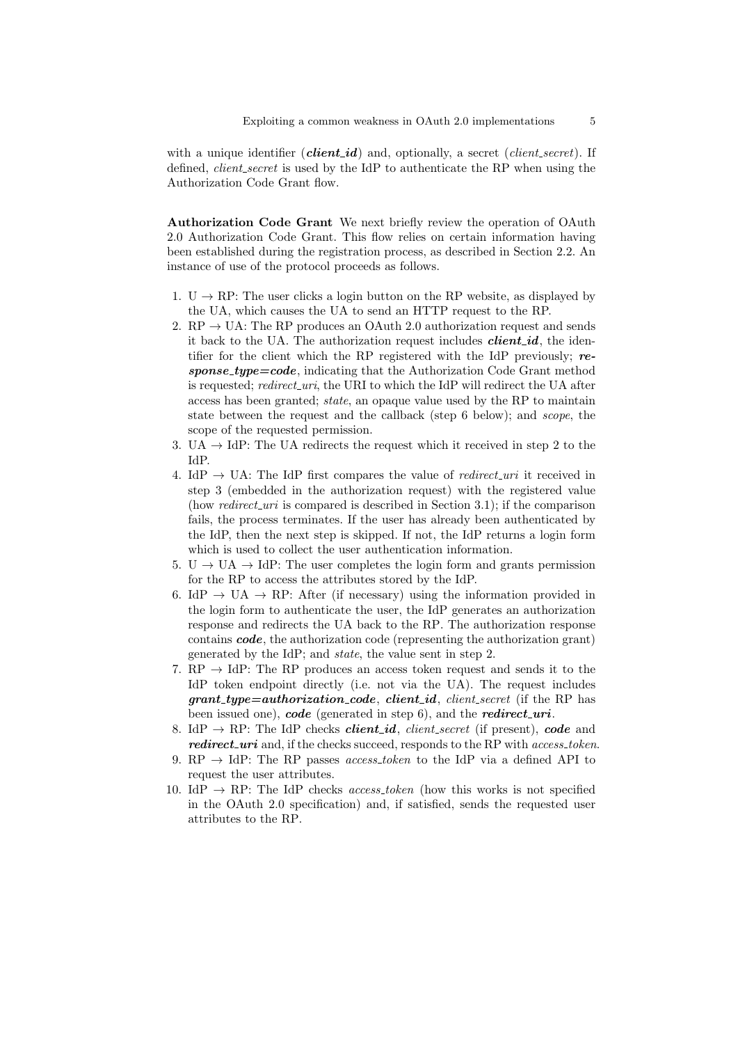with a unique identifier (***client_id***) and, optionally, a secret (*client_secret*). If defined, *client_secret* is used by the IdP to authenticate the RP when using the Authorization Code Grant flow.

**Authorization Code Grant** We next briefly review the operation of OAuth 2.0 Authorization Code Grant. This flow relies on certain information having been established during the registration process, as described in Section 2.2. An instance of use of the protocol proceeds as follows.

1. U → RP: The user clicks a login button on the RP website, as displayed by the UA, which causes the UA to send an HTTP request to the RP.
2. RP → UA: The RP produces an OAuth 2.0 authorization request and sends it back to the UA. The authorization request includes ***client_id***, the identifier for the client which the RP registered with the IdP previously; ***response_type=code***, indicating that the Authorization Code Grant method is requested; *redirect_uri*, the URI to which the IdP will redirect the UA after access has been granted; *state*, an opaque value used by the RP to maintain state between the request and the callback (step 6 below); and *scope*, the scope of the requested permission.
3. UA → IdP: The UA redirects the request which it received in step 2 to the IdP.
4. IdP → UA: The IdP first compares the value of *redirect_uri* it received in step 3 (embedded in the authorization request) with the registered value (how *redirect_uri* is compared is described in Section 3.1); if the comparison fails, the process terminates. If the user has already been authenticated by the IdP, then the next step is skipped. If not, the IdP returns a login form which is used to collect the user authentication information.
5. U → UA → IdP: The user completes the login form and grants permission for the RP to access the attributes stored by the IdP.
6. IdP → UA → RP: After (if necessary) using the information provided in the login form to authenticate the user, the IdP generates an authorization response and redirects the UA back to the RP. The authorization response contains ***code***, the authorization code (representing the authorization grant) generated by the IdP; and *state*, the value sent in step 2.
7. RP → IdP: The RP produces an access token request and sends it to the IdP token endpoint directly (i.e. not via the UA). The request includes ***grant_type=authorization_code***, ***client_id***, *client_secret* (if the RP has been issued one), ***code*** (generated in step 6), and the ***redirect_uri***.
8. IdP → RP: The IdP checks ***client_id***, *client_secret* (if present), ***code*** and ***redirect_uri*** and, if the checks succeed, responds to the RP with *access_token*.
9. RP → IdP: The RP passes *access_token* to the IdP via a defined API to request the user attributes.
10. IdP → RP: The IdP checks *access_token* (how this works is not specified in the OAuth 2.0 specification) and, if satisfied, sends the requested user attributes to the RP.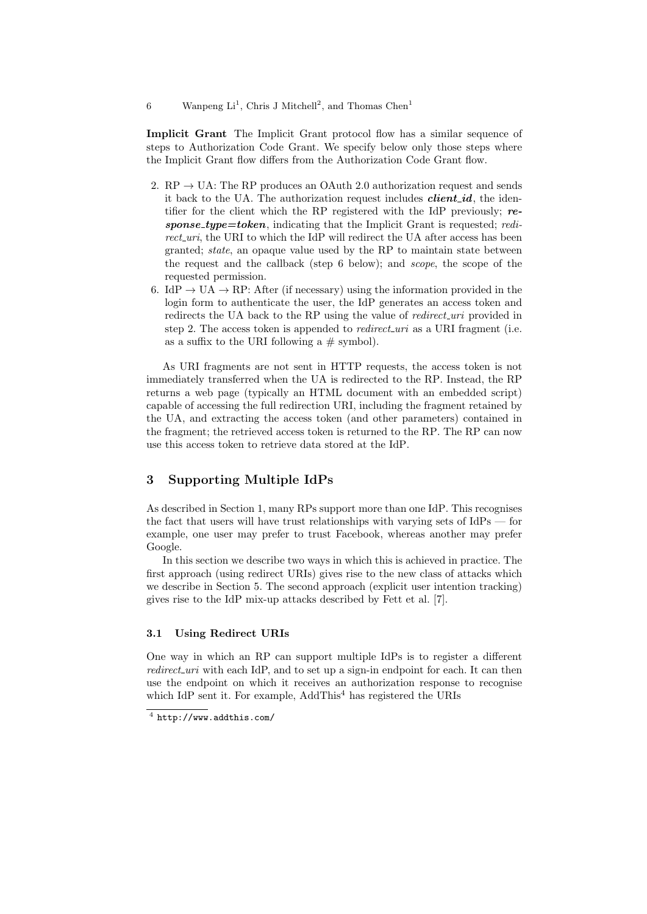**Implicit Grant** The Implicit Grant protocol flow has a similar sequence of steps to Authorization Code Grant. We specify below only those steps where the Implicit Grant flow differs from the Authorization Code Grant flow.

2. RP → UA: The RP produces an OAuth 2.0 authorization request and sends it back to the UA. The authorization request includes ***client_id***, the identifier for the client which the RP registered with the IdP previously; ***response_type=token***, indicating that the Implicit Grant is requested; *redirect_uri*, the URI to which the IdP will redirect the UA after access has been granted; *state*, an opaque value used by the RP to maintain state between the request and the callback (step 6 below); and *scope*, the scope of the requested permission.
6. IdP → UA → RP: After (if necessary) using the information provided in the login form to authenticate the user, the IdP generates an access token and redirects the UA back to the RP using the value of *redirect_uri* provided in step 2. The access token is appended to *redirect_uri* as a URI fragment (i.e. as a suffix to the URI following a # symbol).

As URI fragments are not sent in HTTP requests, the access token is not immediately transferred when the UA is redirected to the RP. Instead, the RP returns a web page (typically an HTML document with an embedded script) capable of accessing the full redirection URI, including the fragment retained by the UA, and extracting the access token (and other parameters) contained in the fragment; the retrieved access token is returned to the RP. The RP can now use this access token to retrieve data stored at the IdP.

## 3 Supporting Multiple IdPs

As described in Section 1, many RPs support more than one IdP. This recognises the fact that users will have trust relationships with varying sets of IdPs — for example, one user may prefer to trust Facebook, whereas another may prefer Google.

In this section we describe two ways in which this is achieved in practice. The first approach (using redirect URIs) gives rise to the new class of attacks which we describe in Section 5. The second approach (explicit user intention tracking) gives rise to the IdP mix-up attacks described by Fett et al. [7].

### 3.1 Using Redirect URIs

One way in which an RP can support multiple IdPs is to register a different *redirect_uri* with each IdP, and to set up a sign-in endpoint for each. It can then use the endpoint on which it receives an authorization response to recognise which IdP sent it. For example, AddThis[4] has registered the URIs

[4] http://www.addthis.com/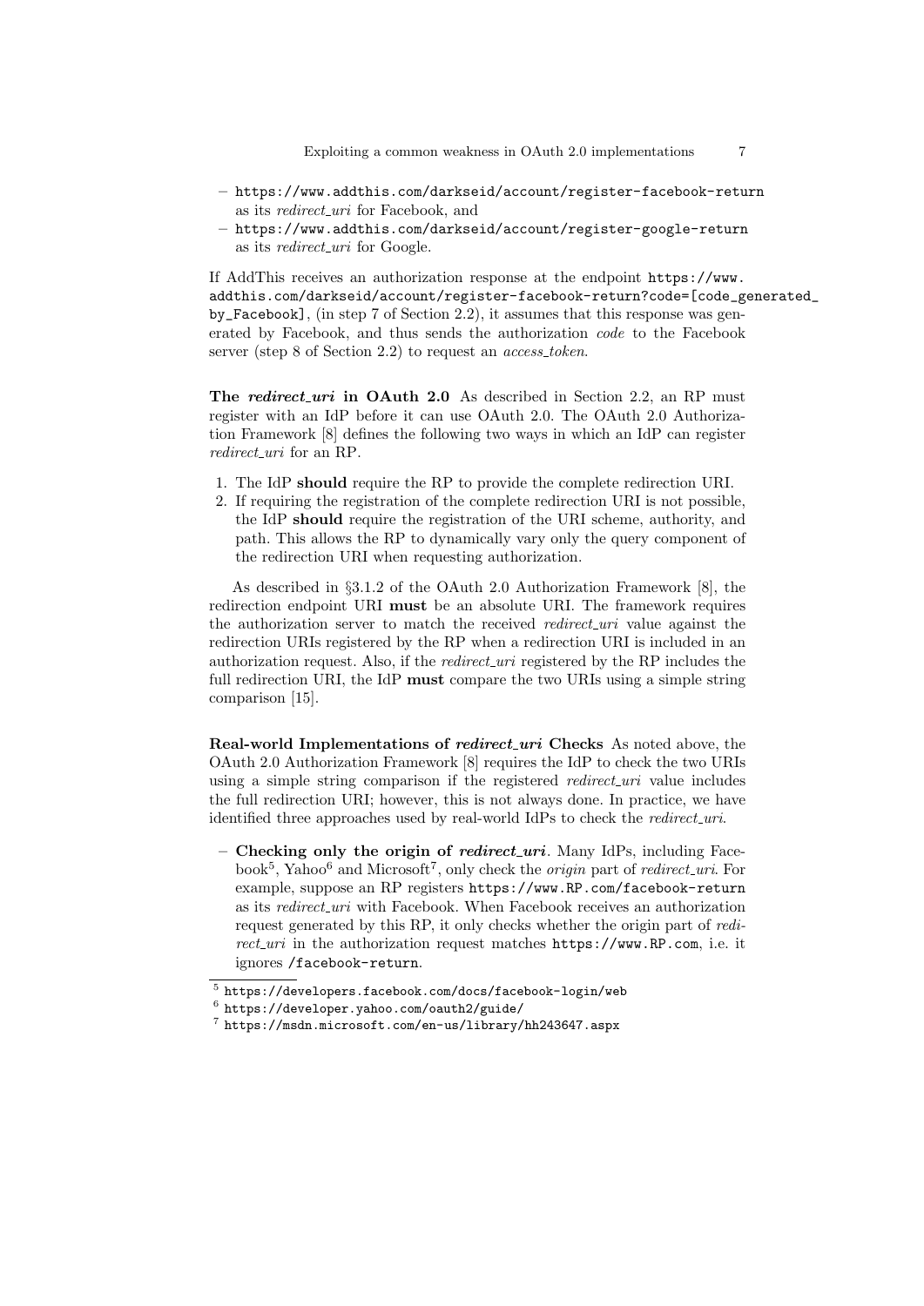- `https://www.addthis.com/darkseid/account/register-facebook-return` as its *redirect_uri* for Facebook, and
- `https://www.addthis.com/darkseid/account/register-google-return` as its *redirect_uri* for Google.

If AddThis receives an authorization response at the endpoint `https://www.addthis.com/darkseid/account/register-facebook-return?code=[code_generated_by_Facebook]`, (in step 7 of Section 2.2), it assumes that this response was generated by Facebook, and thus sends the authorization *code* to the Facebook server (step 8 of Section 2.2) to request an *access_token*.

**The *redirect_uri* in OAuth 2.0** As described in Section 2.2, an RP must register with an IdP before it can use OAuth 2.0. The OAuth 2.0 Authorization Framework [8] defines the following two ways in which an IdP can register *redirect_uri* for an RP.

1. The IdP **should** require the RP to provide the complete redirection URI.
2. If requiring the registration of the complete redirection URI is not possible, the IdP **should** require the registration of the URI scheme, authority, and path. This allows the RP to dynamically vary only the query component of the redirection URI when requesting authorization.

As described in §3.1.2 of the OAuth 2.0 Authorization Framework [8], the redirection endpoint URI **must** be an absolute URI. The framework requires the authorization server to match the received *redirect_uri* value against the redirection URIs registered by the RP when a redirection URI is included in an authorization request. Also, if the *redirect_uri* registered by the RP includes the full redirection URI, the IdP **must** compare the two URIs using a simple string comparison [15].

**Real-world Implementations of *redirect_uri* Checks** As noted above, the OAuth 2.0 Authorization Framework [8] requires the IdP to check the two URIs using a simple string comparison if the registered *redirect_uri* value includes the full redirection URI; however, this is not always done. In practice, we have identified three approaches used by real-world IdPs to check the *redirect_uri*.

- **Checking only the origin of *redirect_uri***. Many IdPs, including Facebook[5], Yahoo[6] and Microsoft[7], only check the *origin* part of *redirect_uri*. For example, suppose an RP registers `https://www.RP.com/facebook-return` as its *redirect_uri* with Facebook. When Facebook receives an authorization request generated by this RP, it only checks whether the origin part of *redirect_uri* in the authorization request matches `https://www.RP.com`, i.e. it ignores `/facebook-return`.

[5] `https://developers.facebook.com/docs/facebook-login/web`

[6] `https://developer.yahoo.com/oauth2/guide/`

[7] `https://msdn.microsoft.com/en-us/library/hh243647.aspx`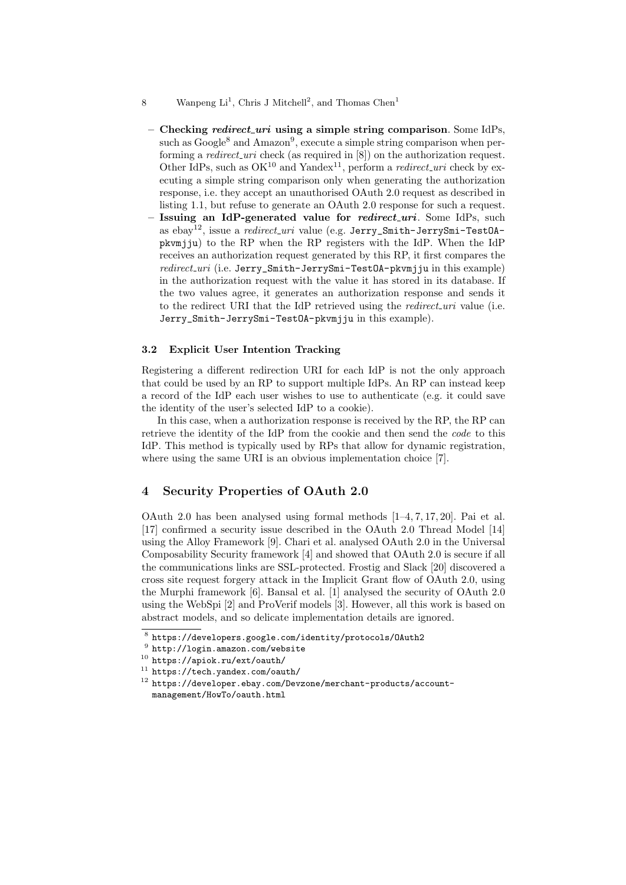- **Checking *redirect_uri* using a simple string comparison**. Some IdPs, such as Google[8] and Amazon[9], execute a simple string comparison when performing a *redirect_uri* check (as required in [8]) on the authorization request. Other IdPs, such as OK[10] and Yandex[11], perform a *redirect_uri* check by executing a simple string comparison only when generating the authorization response, i.e. they accept an unauthorised OAuth 2.0 request as described in listing 1.1, but refuse to generate an OAuth 2.0 response for such a request.
- **Issuing an IdP-generated value for *redirect_uri***. Some IdPs, such as ebay[12], issue a *redirect_uri* value (e.g. `Jerry_Smith-JerrySmi-TestOA-pkvmjju`) to the RP when the RP registers with the IdP. When the IdP receives an authorization request generated by this RP, it first compares the *redirect_uri* (i.e. `Jerry_Smith-JerrySmi-TestOA-pkvmjju` in this example) in the authorization request with the value it has stored in its database. If the two values agree, it generates an authorization response and sends it to the redirect URI that the IdP retrieved using the *redirect_uri* value (i.e. `Jerry_Smith-JerrySmi-TestOA-pkvmjju` in this example).

### 3.2 Explicit User Intention Tracking

Registering a different redirection URI for each IdP is not the only approach that could be used by an RP to support multiple IdPs. An RP can instead keep a record of the IdP each user wishes to use to authenticate (e.g. it could save the identity of the user's selected IdP to a cookie).

In this case, when a authorization response is received by the RP, the RP can retrieve the identity of the IdP from the cookie and then send the *code* to this IdP. This method is typically used by RPs that allow for dynamic registration, where using the same URI is an obvious implementation choice [7].

## 4 Security Properties of OAuth 2.0

OAuth 2.0 has been analysed using formal methods [1–4, 7, 17, 20]. Pai et al. [17] confirmed a security issue described in the OAuth 2.0 Thread Model [14] using the Alloy Framework [9]. Chari et al. analysed OAuth 2.0 in the Universal Composability Security framework [4] and showed that OAuth 2.0 is secure if all the communications links are SSL-protected. Frostig and Slack [20] discovered a cross site request forgery attack in the Implicit Grant flow of OAuth 2.0, using the Murphi framework [6]. Bansal et al. [1] analysed the security of OAuth 2.0 using the WebSpi [2] and ProVerif models [3]. However, all this work is based on abstract models, and so delicate implementation details are ignored.

---

[8] `https://developers.google.com/identity/protocols/OAuth2`

[9] `http://login.amazon.com/website`

[10] `https://apiok.ru/ext/oauth/`

[11] `https://tech.yandex.com/oauth/`

[12] `https://developer.ebay.com/Devzone/merchant-products/account-management/HowTo/oauth.html`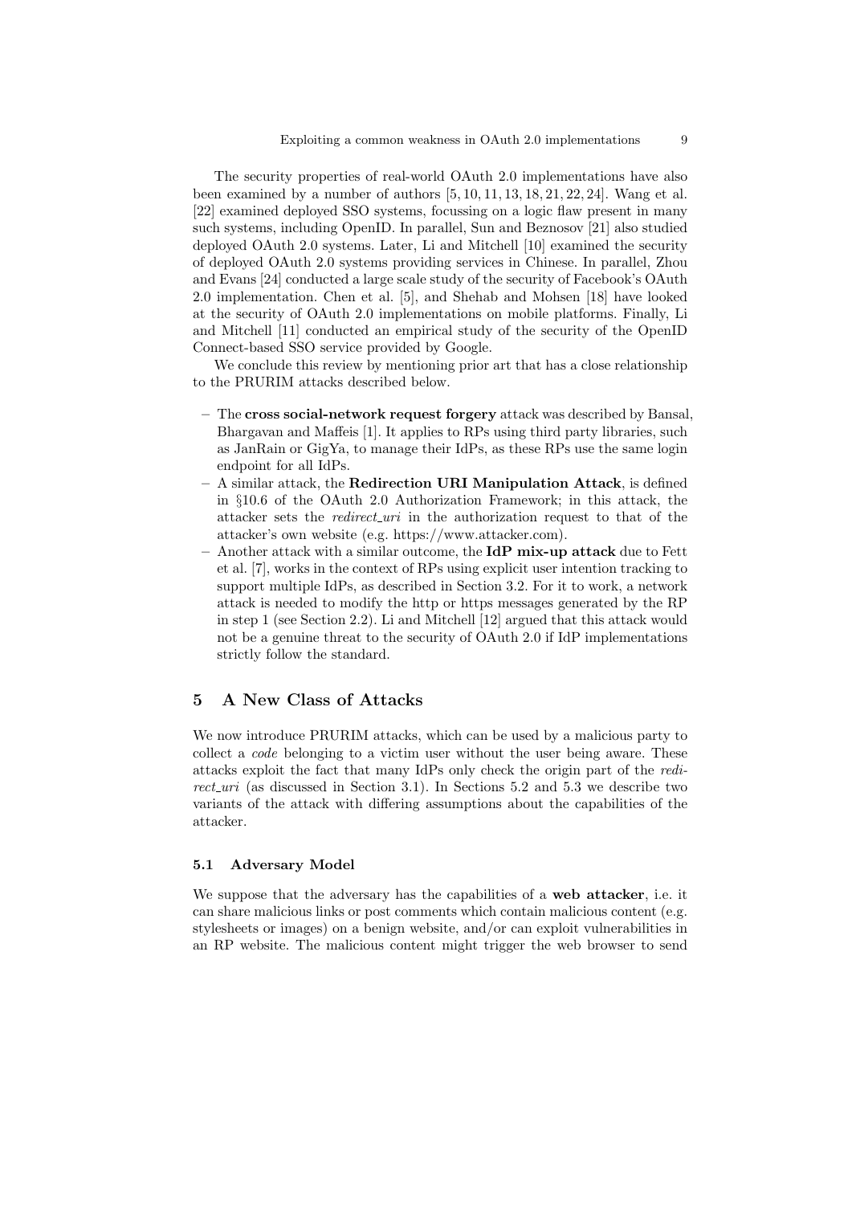The security properties of real-world OAuth 2.0 implementations have also been examined by a number of authors [5, 10, 11, 13, 18, 21, 22, 24]. Wang et al. [22] examined deployed SSO systems, focussing on a logic flaw present in many such systems, including OpenID. In parallel, Sun and Beznosov [21] also studied deployed OAuth 2.0 systems. Later, Li and Mitchell [10] examined the security of deployed OAuth 2.0 systems providing services in Chinese. In parallel, Zhou and Evans [24] conducted a large scale study of the security of Facebook's OAuth 2.0 implementation. Chen et al. [5], and Shehab and Mohsen [18] have looked at the security of OAuth 2.0 implementations on mobile platforms. Finally, Li and Mitchell [11] conducted an empirical study of the security of the OpenID Connect-based SSO service provided by Google.

We conclude this review by mentioning prior art that has a close relationship to the PRURIM attacks described below.

- The **cross social-network request forgery** attack was described by Bansal, Bhargavan and Maffeis [1]. It applies to RPs using third party libraries, such as JanRain or GigYa, to manage their IdPs, as these RPs use the same login endpoint for all IdPs.
- A similar attack, the **Redirection URI Manipulation Attack**, is defined in §10.6 of the OAuth 2.0 Authorization Framework; in this attack, the attacker sets the *redirect_uri* in the authorization request to that of the attacker's own website (e.g. https://www.attacker.com).
- Another attack with a similar outcome, the **IdP mix-up attack** due to Fett et al. [7], works in the context of RPs using explicit user intention tracking to support multiple IdPs, as described in Section 3.2. For it to work, a network attack is needed to modify the http or https messages generated by the RP in step 1 (see Section 2.2). Li and Mitchell [12] argued that this attack would not be a genuine threat to the security of OAuth 2.0 if IdP implementations strictly follow the standard.

## 5 A New Class of Attacks

We now introduce PRURIM attacks, which can be used by a malicious party to collect a *code* belonging to a victim user without the user being aware. These attacks exploit the fact that many IdPs only check the origin part of the *redirect_uri* (as discussed in Section 3.1). In Sections 5.2 and 5.3 we describe two variants of the attack with differing assumptions about the capabilities of the attacker.

### 5.1 Adversary Model

We suppose that the adversary has the capabilities of a **web attacker**, i.e. it can share malicious links or post comments which contain malicious content (e.g. stylesheets or images) on a benign website, and/or can exploit vulnerabilities in an RP website. The malicious content might trigger the web browser to send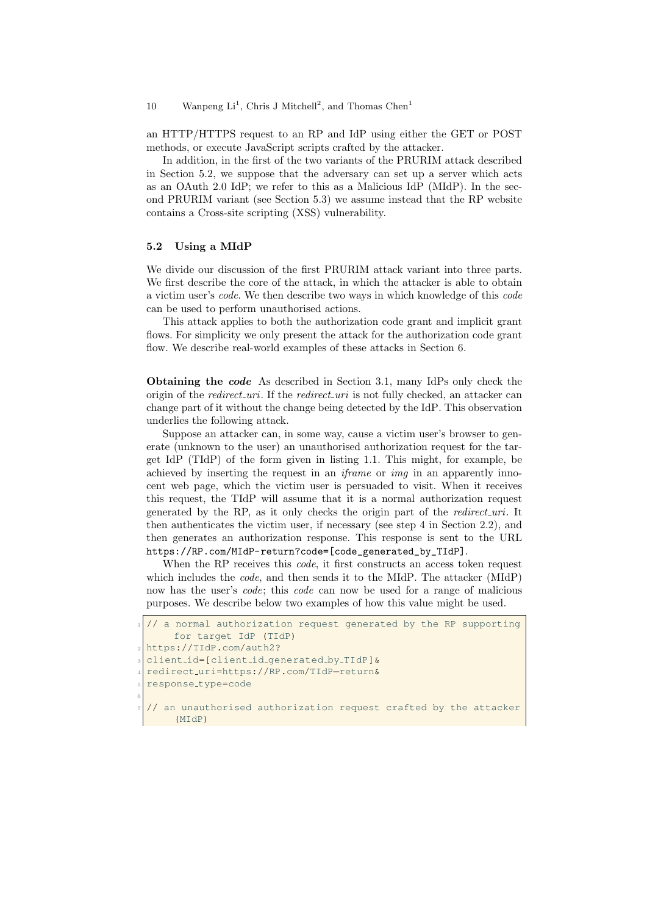an HTTP/HTTPS request to an RP and IdP using either the GET or POST methods, or execute JavaScript scripts crafted by the attacker.

In addition, in the first of the two variants of the PRURIM attack described in Section 5.2, we suppose that the adversary can set up a server which acts as an OAuth 2.0 IdP; we refer to this as a Malicious IdP (MIdP). In the second PRURIM variant (see Section 5.3) we assume instead that the RP website contains a Cross-site scripting (XSS) vulnerability.

### 5.2 Using a MIdP

We divide our discussion of the first PRURIM attack variant into three parts. We first describe the core of the attack, in which the attacker is able to obtain a victim user's *code*. We then describe two ways in which knowledge of this *code* can be used to perform unauthorised actions.

This attack applies to both the authorization code grant and implicit grant flows. For simplicity we only present the attack for the authorization code grant flow. We describe real-world examples of these attacks in Section 6.

**Obtaining the *code*** As described in Section 3.1, many IdPs only check the origin of the *redirect_uri*. If the *redirect_uri* is not fully checked, an attacker can change part of it without the change being detected by the IdP. This observation underlies the following attack.

Suppose an attacker can, in some way, cause a victim user's browser to generate (unknown to the user) an unauthorised authorization request for the target IdP (TIdP) of the form given in listing 1.1. This might, for example, be achieved by inserting the request in an *iframe* or *img* in an apparently innocent web page, which the victim user is persuaded to visit. When it receives this request, the TIdP will assume that it is a normal authorization request generated by the RP, as it only checks the origin part of the *redirect_uri*. It then authenticates the victim user, if necessary (see step 4 in Section 2.2), and then generates an authorization response. This response is sent to the URL `https://RP.com/MIdP-return?code=[code_generated_by_TIdP]`.

When the RP receives this *code*, it first constructs an access token request which includes the *code*, and then sends it to the MIdP. The attacker (MIdP) now has the user's *code*; this *code* can now be used for a range of malicious purposes. We describe below two examples of how this value might be used.

```
// a normal authorization request generated by the RP supporting
     for target IdP (TIdP)
https://TIdP.com/auth2?
client_id=[client_id_generated_by_TIdP]&
redirect_uri=https://RP.com/TIdP-return&
response_type=code

// an unauthorised authorization request crafted by the attacker
     (MIdP)
```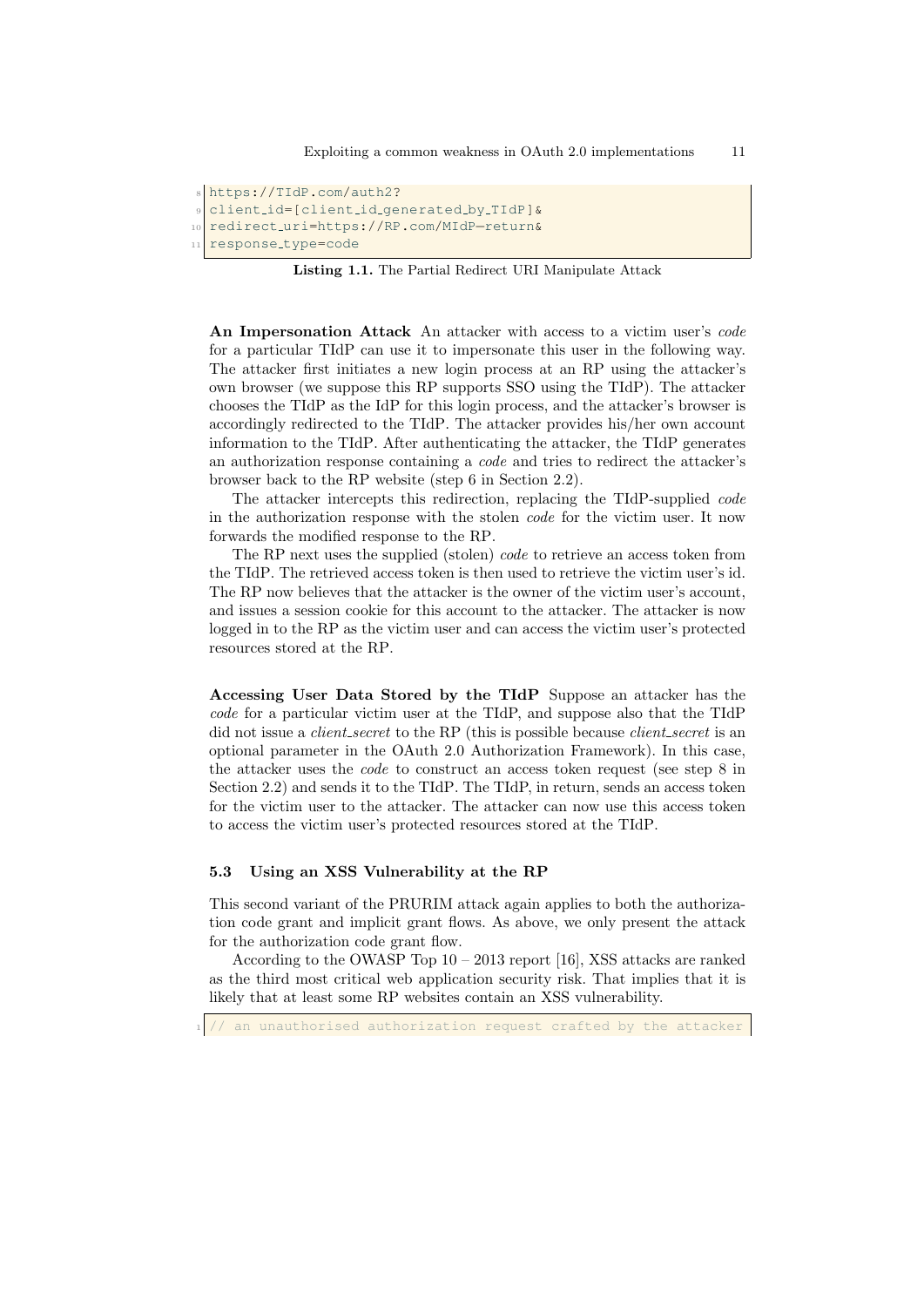```
https://TIdP.com/auth2?
client_id=[client_id_generated_by_TIdP]&
redirect_uri=https://RP.com/MIdP-return&
response_type=code
```

**Listing 1.1.** The Partial Redirect URI Manipulate Attack

**An Impersonation Attack** An attacker with access to a victim user's *code* for a particular TIdP can use it to impersonate this user in the following way. The attacker first initiates a new login process at an RP using the attacker's own browser (we suppose this RP supports SSO using the TIdP). The attacker chooses the TIdP as the IdP for this login process, and the attacker's browser is accordingly redirected to the TIdP. The attacker provides his/her own account information to the TIdP. After authenticating the attacker, the TIdP generates an authorization response containing a *code* and tries to redirect the attacker's browser back to the RP website (step 6 in Section 2.2).

The attacker intercepts this redirection, replacing the TIdP-supplied *code* in the authorization response with the stolen *code* for the victim user. It now forwards the modified response to the RP.

The RP next uses the supplied (stolen) *code* to retrieve an access token from the TIdP. The retrieved access token is then used to retrieve the victim user's id. The RP now believes that the attacker is the owner of the victim user's account, and issues a session cookie for this account to the attacker. The attacker is now logged in to the RP as the victim user and can access the victim user's protected resources stored at the RP.

**Accessing User Data Stored by the TIdP** Suppose an attacker has the *code* for a particular victim user at the TIdP, and suppose also that the TIdP did not issue a *client_secret* to the RP (this is possible because *client_secret* is an optional parameter in the OAuth 2.0 Authorization Framework). In this case, the attacker uses the *code* to construct an access token request (see step 8 in Section 2.2) and sends it to the TIdP. The TIdP, in return, sends an access token for the victim user to the attacker. The attacker can now use this access token to access the victim user's protected resources stored at the TIdP.

### 5.3 Using an XSS Vulnerability at the RP

This second variant of the PRURIM attack again applies to both the authorization code grant and implicit grant flows. As above, we only present the attack for the authorization code grant flow.

According to the OWASP Top 10 – 2013 report [16], XSS attacks are ranked as the third most critical web application security risk. That implies that it is likely that at least some RP websites contain an XSS vulnerability.

```
// an unauthorised authorization request crafted by the attacker
```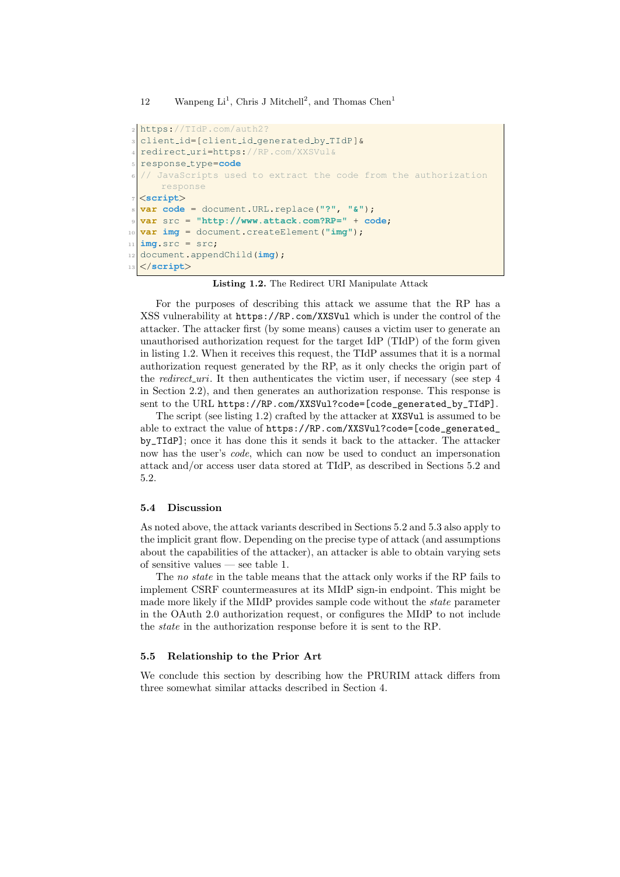```
https://TIdP.com/auth2?
client_id=[client_id_generated_by_TIdP]&
redirect_uri=https://RP.com/XXSVul&
response_type=code
// JavaScripts used to extract the code from the authorization
    response
<script>
var code = document.URL.replace("?", "&");
var src = "http://www.attack.com?RP=" + code;
var img = document.createElement("img");
img.src = src;
document.appendChild(img);
</script>
```

**Listing 1.2.** The Redirect URI Manipulate Attack

For the purposes of describing this attack we assume that the RP has a XSS vulnerability at `https://RP.com/XXSVul` which is under the control of the attacker. The attacker first (by some means) causes a victim user to generate an unauthorised authorization request for the target IdP (TIdP) of the form given in listing 1.2. When it receives this request, the TIdP assumes that it is a normal authorization request generated by the RP, as it only checks the origin part of the *redirect_uri*. It then authenticates the victim user, if necessary (see step 4 in Section 2.2), and then generates an authorization response. This response is sent to the URL `https://RP.com/XXSVul?code=[code_generated_by_TIdP]`.

The script (see listing 1.2) crafted by the attacker at `XXSVul` is assumed to be able to extract the value of `https://RP.com/XXSVul?code=[code_generated_by_TIdP]`; once it has done this it sends it back to the attacker. The attacker now has the user's *code*, which can now be used to conduct an impersonation attack and/or access user data stored at TIdP, as described in Sections 5.2 and 5.2.

### 5.4 Discussion

As noted above, the attack variants described in Sections 5.2 and 5.3 also apply to the implicit grant flow. Depending on the precise type of attack (and assumptions about the capabilities of the attacker), an attacker is able to obtain varying sets of sensitive values — see table 1.

The *no state* in the table means that the attack only works if the RP fails to implement CSRF countermeasures at its MIdP sign-in endpoint. This might be made more likely if the MIdP provides sample code without the *state* parameter in the OAuth 2.0 authorization request, or configures the MIdP to not include the *state* in the authorization response before it is sent to the RP.

### 5.5 Relationship to the Prior Art

We conclude this section by describing how the PRURIM attack differs from three somewhat similar attacks described in Section 4.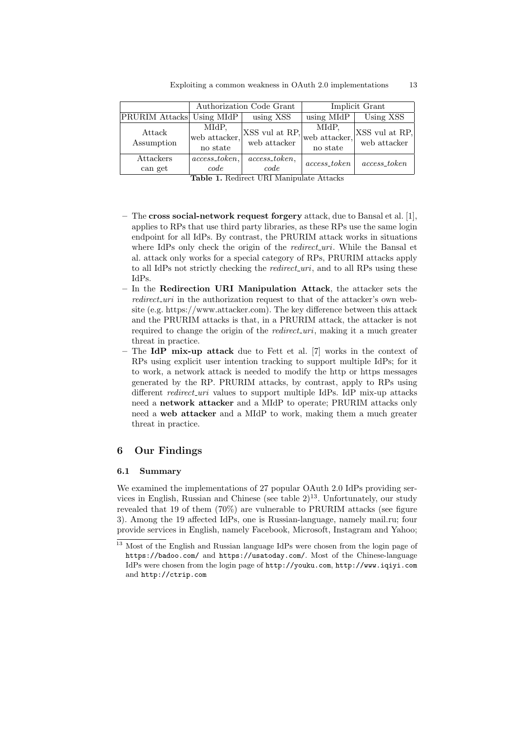| | Authorization Code Grant | | Implicit Grant | |
|---|---|---|---|---|
| PRURIM Attacks | Using MIdP | using XSS | using MIdP | Using XSS |
| Attack Assumption | MIdP, web attacker, no state | XSS vul at RP, web attacker | MIdP, web attacker, no state | XSS vul at RP, web attacker |
| Attackers can get | *access_token*, *code* | *access_token*, *code* | *access_token* | *access_token* |

**Table 1.** Redirect URI Manipulate Attacks

- The **cross social-network request forgery** attack, due to Bansal et al. [1], applies to RPs that use third party libraries, as these RPs use the same login endpoint for all IdPs. By contrast, the PRURIM attack works in situations where IdPs only check the origin of the *redirect_uri*. While the Bansal et al. attack only works for a special category of RPs, PRURIM attacks apply to all IdPs not strictly checking the *redirect_uri*, and to all RPs using these IdPs.
- In the **Redirection URI Manipulation Attack**, the attacker sets the *redirect_uri* in the authorization request to that of the attacker's own website (e.g. https://www.attacker.com). The key difference between this attack and the PRURIM attacks is that, in a PRURIM attack, the attacker is not required to change the origin of the *redirect_uri*, making it a much greater threat in practice.
- The **IdP mix-up attack** due to Fett et al. [7] works in the context of RPs using explicit user intention tracking to support multiple IdPs; for it to work, a network attack is needed to modify the http or https messages generated by the RP. PRURIM attacks, by contrast, apply to RPs using different *redirect_uri* values to support multiple IdPs. IdP mix-up attacks need a **network attacker** and a MIdP to operate; PRURIM attacks only need a **web attacker** and a MIdP to work, making them a much greater threat in practice.

## 6 Our Findings

### 6.1 Summary

We examined the implementations of 27 popular OAuth 2.0 IdPs providing services in English, Russian and Chinese (see table 2)[13]. Unfortunately, our study revealed that 19 of them (70%) are vulnerable to PRURIM attacks (see figure 3). Among the 19 affected IdPs, one is Russian-language, namely mail.ru; four provide services in English, namely Facebook, Microsoft, Instagram and Yahoo;

[13] Most of the English and Russian language IdPs were chosen from the login page of https://badoo.com/ and https://usatoday.com/. Most of the Chinese-language IdPs were chosen from the login page of http://youku.com, http://www.iqiyi.com and http://ctrip.com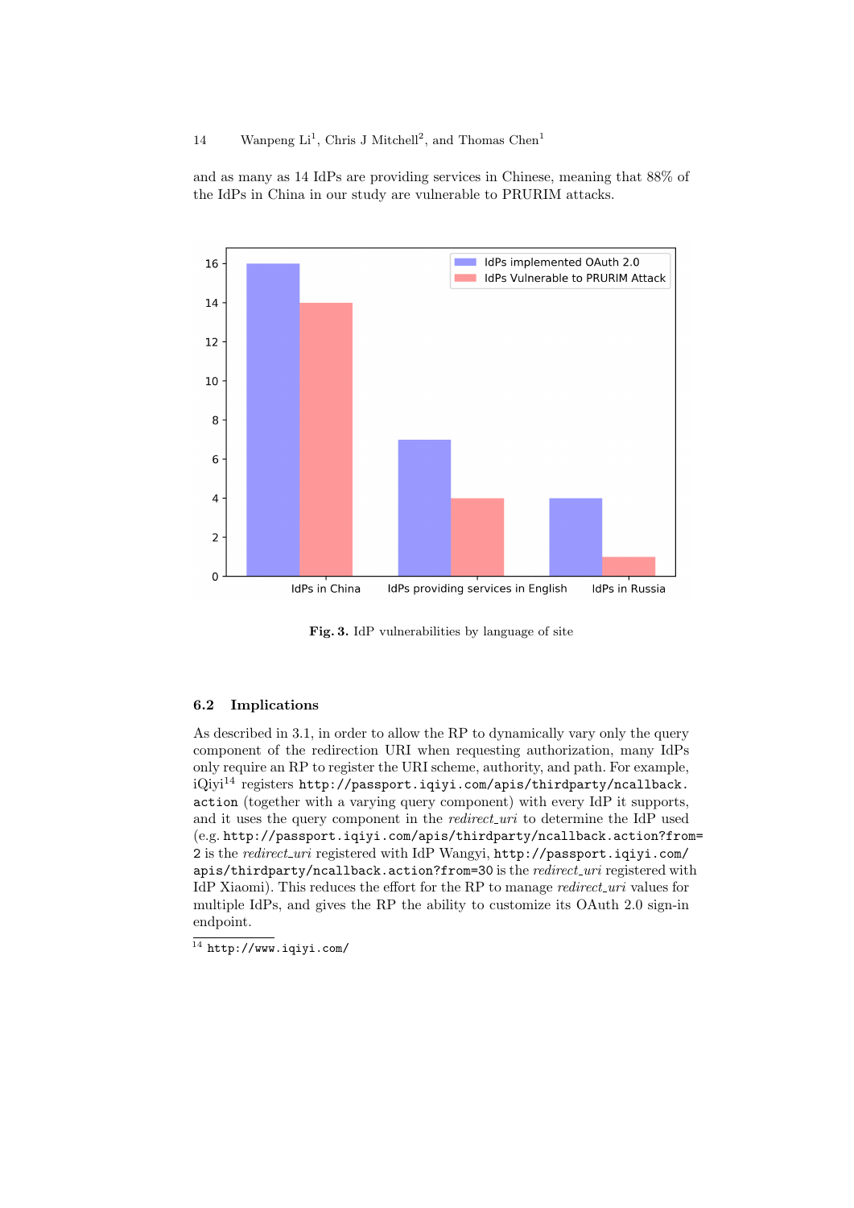and as many as 14 IdPs are providing services in Chinese, meaning that 88% of the IdPs in China in our study are vulnerable to PRURIM attacks.

**Fig. 3.** IdP vulnerabilities by language of site

### 6.2 Implications

As described in 3.1, in order to allow the RP to dynamically vary only the query component of the redirection URI when requesting authorization, many IdPs only require an RP to register the URI scheme, authority, and path. For example, iQiyi[14] registers `http://passport.iqiyi.com/apis/thirdparty/ncallback.action` (together with a varying query component) with every IdP it supports, and it uses the query component in the *redirect_uri* to determine the IdP used (e.g. `http://passport.iqiyi.com/apis/thirdparty/ncallback.action?from=2` is the *redirect_uri* registered with IdP Wangyi, `http://passport.iqiyi.com/apis/thirdparty/ncallback.action?from=30` is the *redirect_uri* registered with IdP Xiaomi). This reduces the effort for the RP to manage *redirect_uri* values for multiple IdPs, and gives the RP the ability to customize its OAuth 2.0 sign-in endpoint.

[14] `http://www.iqiyi.com/`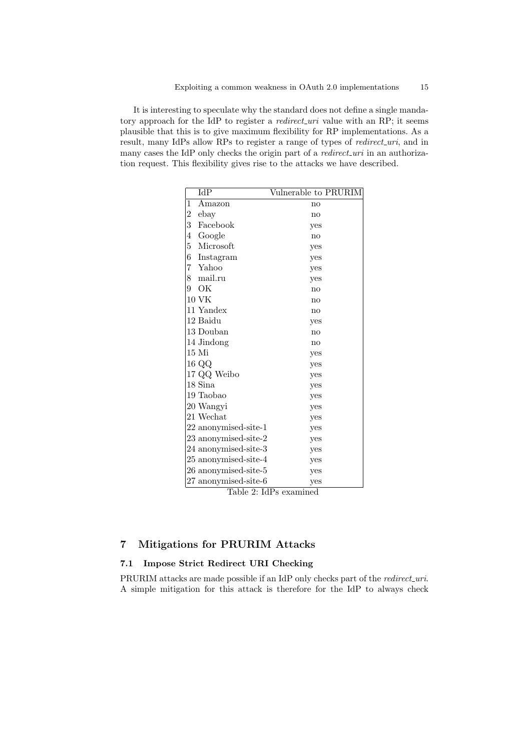It is interesting to speculate why the standard does not define a single mandatory approach for the IdP to register a *redirect_uri* value with an RP; it seems plausible that this is to give maximum flexibility for RP implementations. As a result, many IdPs allow RPs to register a range of types of *redirect_uri*, and in many cases the IdP only checks the origin part of a *redirect_uri* in an authorization request. This flexibility gives rise to the attacks we have described.

| | IdP | Vulnerable to PRURIM |
|---|---|---|
| 1 | Amazon | no |
| 2 | ebay | no |
| 3 | Facebook | yes |
| 4 | Google | no |
| 5 | Microsoft | yes |
| 6 | Instagram | yes |
| 7 | Yahoo | yes |
| 8 | mail.ru | yes |
| 9 | OK | no |
| 10 | VK | no |
| 11 | Yandex | no |
| 12 | Baidu | yes |
| 13 | Douban | no |
| 14 | Jindong | no |
| 15 | Mi | yes |
| 16 | QQ | yes |
| 17 | QQ Weibo | yes |
| 18 | Sina | yes |
| 19 | Taobao | yes |
| 20 | Wangyi | yes |
| 21 | Wechat | yes |
| 22 | anonymised-site-1 | yes |
| 23 | anonymised-site-2 | yes |
| 24 | anonymised-site-3 | yes |
| 25 | anonymised-site-4 | yes |
| 26 | anonymised-site-5 | yes |
| 27 | anonymised-site-6 | yes |

Table 2: IdPs examined

## 7 Mitigations for PRURIM Attacks

### 7.1 Impose Strict Redirect URI Checking

PRURIM attacks are made possible if an IdP only checks part of the *redirect_uri*. A simple mitigation for this attack is therefore for the IdP to always check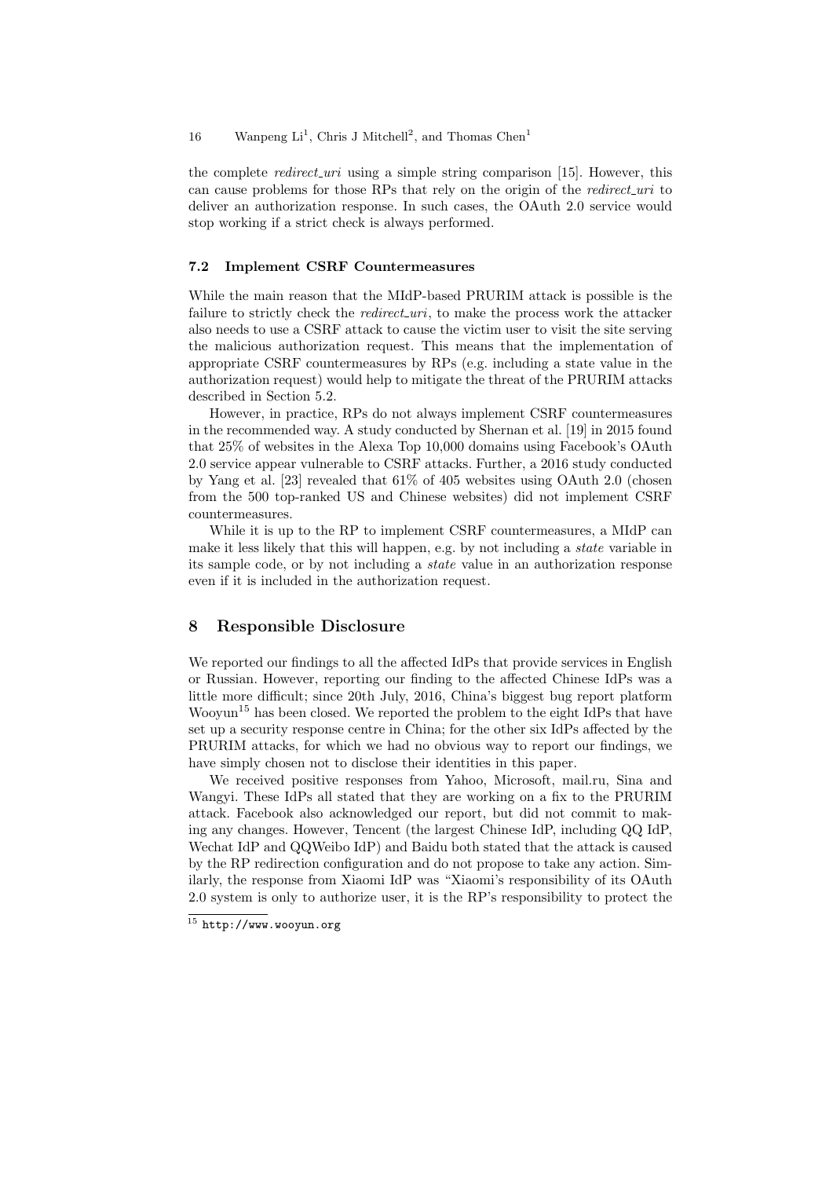the complete *redirect_uri* using a simple string comparison [15]. However, this can cause problems for those RPs that rely on the origin of the *redirect_uri* to deliver an authorization response. In such cases, the OAuth 2.0 service would stop working if a strict check is always performed.

### 7.2 Implement CSRF Countermeasures

While the main reason that the MIdP-based PRURIM attack is possible is the failure to strictly check the *redirect_uri*, to make the process work the attacker also needs to use a CSRF attack to cause the victim user to visit the site serving the malicious authorization request. This means that the implementation of appropriate CSRF countermeasures by RPs (e.g. including a state value in the authorization request) would help to mitigate the threat of the PRURIM attacks described in Section 5.2.

However, in practice, RPs do not always implement CSRF countermeasures in the recommended way. A study conducted by Shernan et al. [19] in 2015 found that 25% of websites in the Alexa Top 10,000 domains using Facebook's OAuth 2.0 service appear vulnerable to CSRF attacks. Further, a 2016 study conducted by Yang et al. [23] revealed that 61% of 405 websites using OAuth 2.0 (chosen from the 500 top-ranked US and Chinese websites) did not implement CSRF countermeasures.

While it is up to the RP to implement CSRF countermeasures, a MIdP can make it less likely that this will happen, e.g. by not including a *state* variable in its sample code, or by not including a *state* value in an authorization response even if it is included in the authorization request.

## 8 Responsible Disclosure

We reported our findings to all the affected IdPs that provide services in English or Russian. However, reporting our finding to the affected Chinese IdPs was a little more difficult; since 20th July, 2016, China's biggest bug report platform Wooyun[15] has been closed. We reported the problem to the eight IdPs that have set up a security response centre in China; for the other six IdPs affected by the PRURIM attacks, for which we had no obvious way to report our findings, we have simply chosen not to disclose their identities in this paper.

We received positive responses from Yahoo, Microsoft, mail.ru, Sina and Wangyi. These IdPs all stated that they are working on a fix to the PRURIM attack. Facebook also acknowledged our report, but did not commit to making any changes. However, Tencent (the largest Chinese IdP, including QQ IdP, Wechat IdP and QQWeibo IdP) and Baidu both stated that the attack is caused by the RP redirection configuration and do not propose to take any action. Similarly, the response from Xiaomi IdP was "Xiaomi's responsibility of its OAuth 2.0 system is only to authorize user, it is the RP's responsibility to protect the

[15] `http://www.wooyun.org`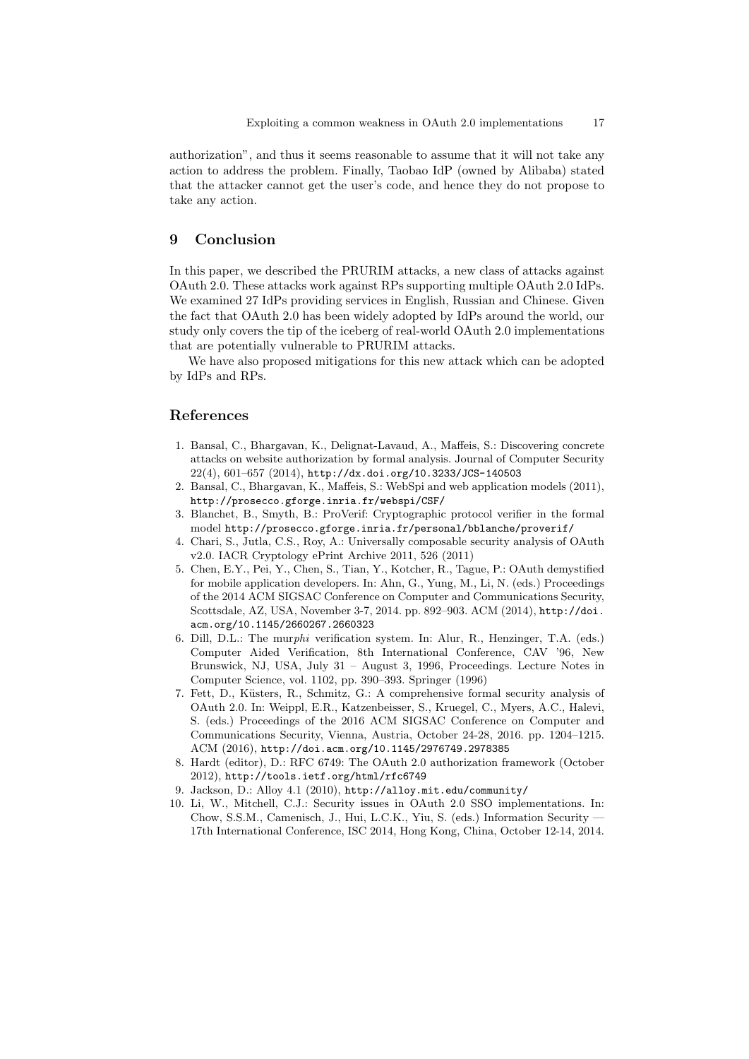authorization", and thus it seems reasonable to assume that it will not take any action to address the problem. Finally, Taobao IdP (owned by Alibaba) stated that the attacker cannot get the user's code, and hence they do not propose to take any action.

## 9 Conclusion

In this paper, we described the PRURIM attacks, a new class of attacks against OAuth 2.0. These attacks work against RPs supporting multiple OAuth 2.0 IdPs. We examined 27 IdPs providing services in English, Russian and Chinese. Given the fact that OAuth 2.0 has been widely adopted by IdPs around the world, our study only covers the tip of the iceberg of real-world OAuth 2.0 implementations that are potentially vulnerable to PRURIM attacks.

We have also proposed mitigations for this new attack which can be adopted by IdPs and RPs.

## References

1. Bansal, C., Bhargavan, K., Delignat-Lavaud, A., Maffeis, S.: Discovering concrete attacks on website authorization by formal analysis. Journal of Computer Security 22(4), 601–657 (2014), `http://dx.doi.org/10.3233/JCS-140503`
2. Bansal, C., Bhargavan, K., Maffeis, S.: WebSpi and web application models (2011), `http://prosecco.gforge.inria.fr/webspi/CSF/`
3. Blanchet, B., Smyth, B.: ProVerif: Cryptographic protocol verifier in the formal model `http://prosecco.gforge.inria.fr/personal/bblanche/proverif/`
4. Chari, S., Jutla, C.S., Roy, A.: Universally composable security analysis of OAuth v2.0. IACR Cryptology ePrint Archive 2011, 526 (2011)
5. Chen, E.Y., Pei, Y., Chen, S., Tian, Y., Kotcher, R., Tague, P.: OAuth demystified for mobile application developers. In: Ahn, G., Yung, M., Li, N. (eds.) Proceedings of the 2014 ACM SIGSAC Conference on Computer and Communications Security, Scottsdale, AZ, USA, November 3-7, 2014. pp. 892–903. ACM (2014), `http://doi.acm.org/10.1145/2660267.2660323`
6. Dill, D.L.: The mur*phi* verification system. In: Alur, R., Henzinger, T.A. (eds.) Computer Aided Verification, 8th International Conference, CAV '96, New Brunswick, NJ, USA, July 31 – August 3, 1996, Proceedings. Lecture Notes in Computer Science, vol. 1102, pp. 390–393. Springer (1996)
7. Fett, D., Küsters, R., Schmitz, G.: A comprehensive formal security analysis of OAuth 2.0. In: Weippl, E.R., Katzenbeisser, S., Kruegel, C., Myers, A.C., Halevi, S. (eds.) Proceedings of the 2016 ACM SIGSAC Conference on Computer and Communications Security, Vienna, Austria, October 24-28, 2016. pp. 1204–1215. ACM (2016), `http://doi.acm.org/10.1145/2976749.2978385`
8. Hardt (editor), D.: RFC 6749: The OAuth 2.0 authorization framework (October 2012), `http://tools.ietf.org/html/rfc6749`
9. Jackson, D.: Alloy 4.1 (2010), `http://alloy.mit.edu/community/`
10. Li, W., Mitchell, C.J.: Security issues in OAuth 2.0 SSO implementations. In: Chow, S.S.M., Camenisch, J., Hui, L.C.K., Yiu, S. (eds.) Information Security — 17th International Conference, ISC 2014, Hong Kong, China, October 12-14, 2014.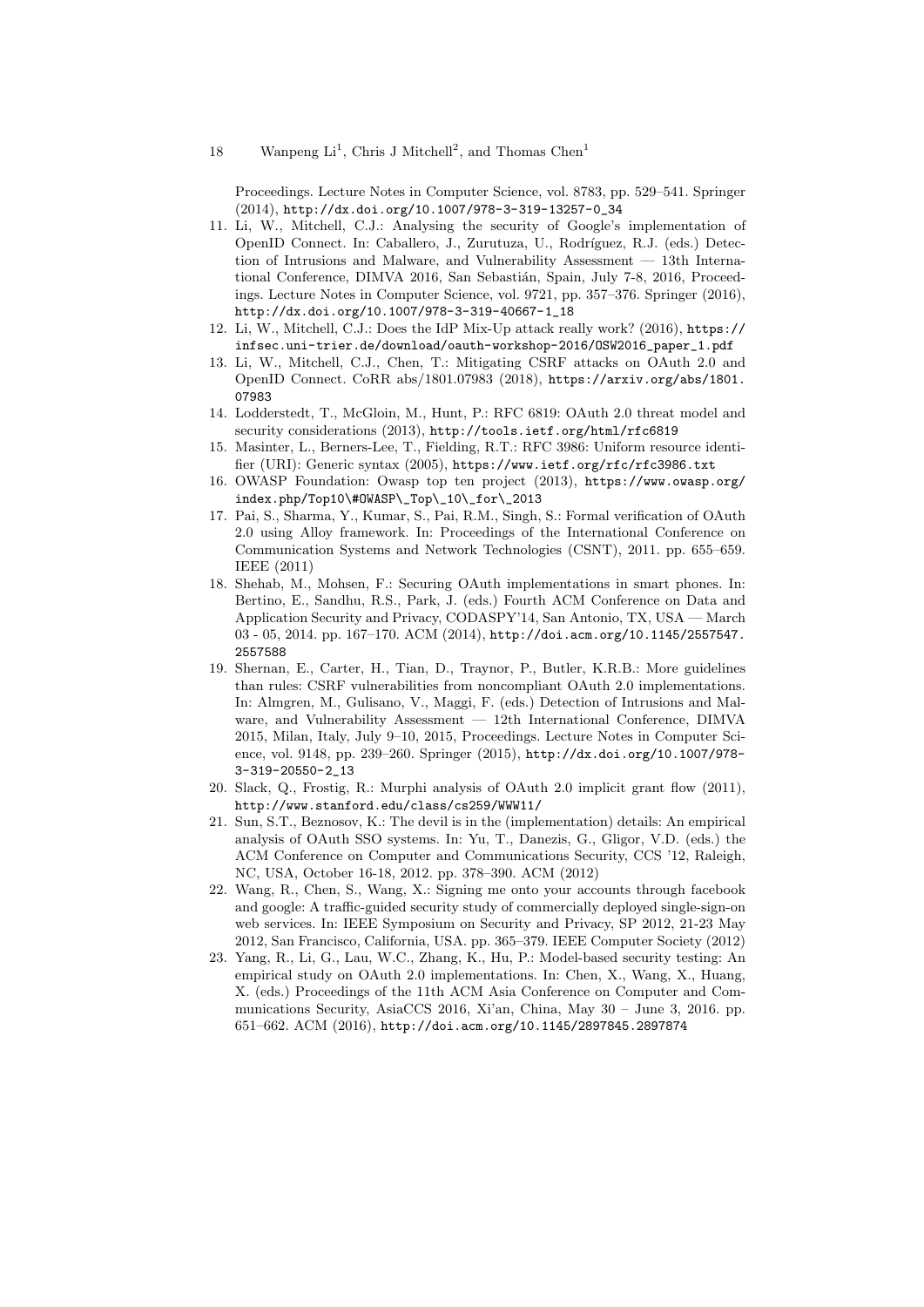Proceedings. Lecture Notes in Computer Science, vol. 8783, pp. 529–541. Springer (2014), http://dx.doi.org/10.1007/978-3-319-13257-0_34

11. Li, W., Mitchell, C.J.: Analysing the security of Google's implementation of OpenID Connect. In: Caballero, J., Zurutuza, U., Rodríguez, R.J. (eds.) Detection of Intrusions and Malware, and Vulnerability Assessment — 13th International Conference, DIMVA 2016, San Sebastián, Spain, July 7-8, 2016, Proceedings. Lecture Notes in Computer Science, vol. 9721, pp. 357–376. Springer (2016), http://dx.doi.org/10.1007/978-3-319-40667-1_18
12. Li, W., Mitchell, C.J.: Does the IdP Mix-Up attack really work? (2016), https://infsec.uni-trier.de/download/oauth-workshop-2016/OSW2016_paper_1.pdf
13. Li, W., Mitchell, C.J., Chen, T.: Mitigating CSRF attacks on OAuth 2.0 and OpenID Connect. CoRR abs/1801.07983 (2018), https://arxiv.org/abs/1801.07983
14. Lodderstedt, T., McGloin, M., Hunt, P.: RFC 6819: OAuth 2.0 threat model and security considerations (2013), http://tools.ietf.org/html/rfc6819
15. Masinter, L., Berners-Lee, T., Fielding, R.T.: RFC 3986: Uniform resource identifier (URI): Generic syntax (2005), https://www.ietf.org/rfc/rfc3986.txt
16. OWASP Foundation: Owasp top ten project (2013), https://www.owasp.org/index.php/Top10\#OWASP\_Top\_10\_for\_2013
17. Pai, S., Sharma, Y., Kumar, S., Pai, R.M., Singh, S.: Formal verification of OAuth 2.0 using Alloy framework. In: Proceedings of the International Conference on Communication Systems and Network Technologies (CSNT), 2011. pp. 655–659. IEEE (2011)
18. Shehab, M., Mohsen, F.: Securing OAuth implementations in smart phones. In: Bertino, E., Sandhu, R.S., Park, J. (eds.) Fourth ACM Conference on Data and Application Security and Privacy, CODASPY'14, San Antonio, TX, USA — March 03 - 05, 2014. pp. 167–170. ACM (2014), http://doi.acm.org/10.1145/2557547.2557588
19. Shernan, E., Carter, H., Tian, D., Traynor, P., Butler, K.R.B.: More guidelines than rules: CSRF vulnerabilities from noncompliant OAuth 2.0 implementations. In: Almgren, M., Gulisano, V., Maggi, F. (eds.) Detection of Intrusions and Malware, and Vulnerability Assessment — 12th International Conference, DIMVA 2015, Milan, Italy, July 9–10, 2015, Proceedings. Lecture Notes in Computer Science, vol. 9148, pp. 239–260. Springer (2015), http://dx.doi.org/10.1007/978-3-319-20550-2_13
20. Slack, Q., Frostig, R.: Murphi analysis of OAuth 2.0 implicit grant flow (2011), http://www.stanford.edu/class/cs259/WWW11/
21. Sun, S.T., Beznosov, K.: The devil is in the (implementation) details: An empirical analysis of OAuth SSO systems. In: Yu, T., Danezis, G., Gligor, V.D. (eds.) the ACM Conference on Computer and Communications Security, CCS '12, Raleigh, NC, USA, October 16-18, 2012. pp. 378–390. ACM (2012)
22. Wang, R., Chen, S., Wang, X.: Signing me onto your accounts through facebook and google: A traffic-guided security study of commercially deployed single-sign-on web services. In: IEEE Symposium on Security and Privacy, SP 2012, 21-23 May 2012, San Francisco, California, USA. pp. 365–379. IEEE Computer Society (2012)
23. Yang, R., Li, G., Lau, W.C., Zhang, K., Hu, P.: Model-based security testing: An empirical study on OAuth 2.0 implementations. In: Chen, X., Wang, X., Huang, X. (eds.) Proceedings of the 11th ACM Asia Conference on Computer and Communications Security, AsiaCCS 2016, Xi'an, China, May 30 – June 3, 2016. pp. 651–662. ACM (2016), http://doi.acm.org/10.1145/2897845.2897874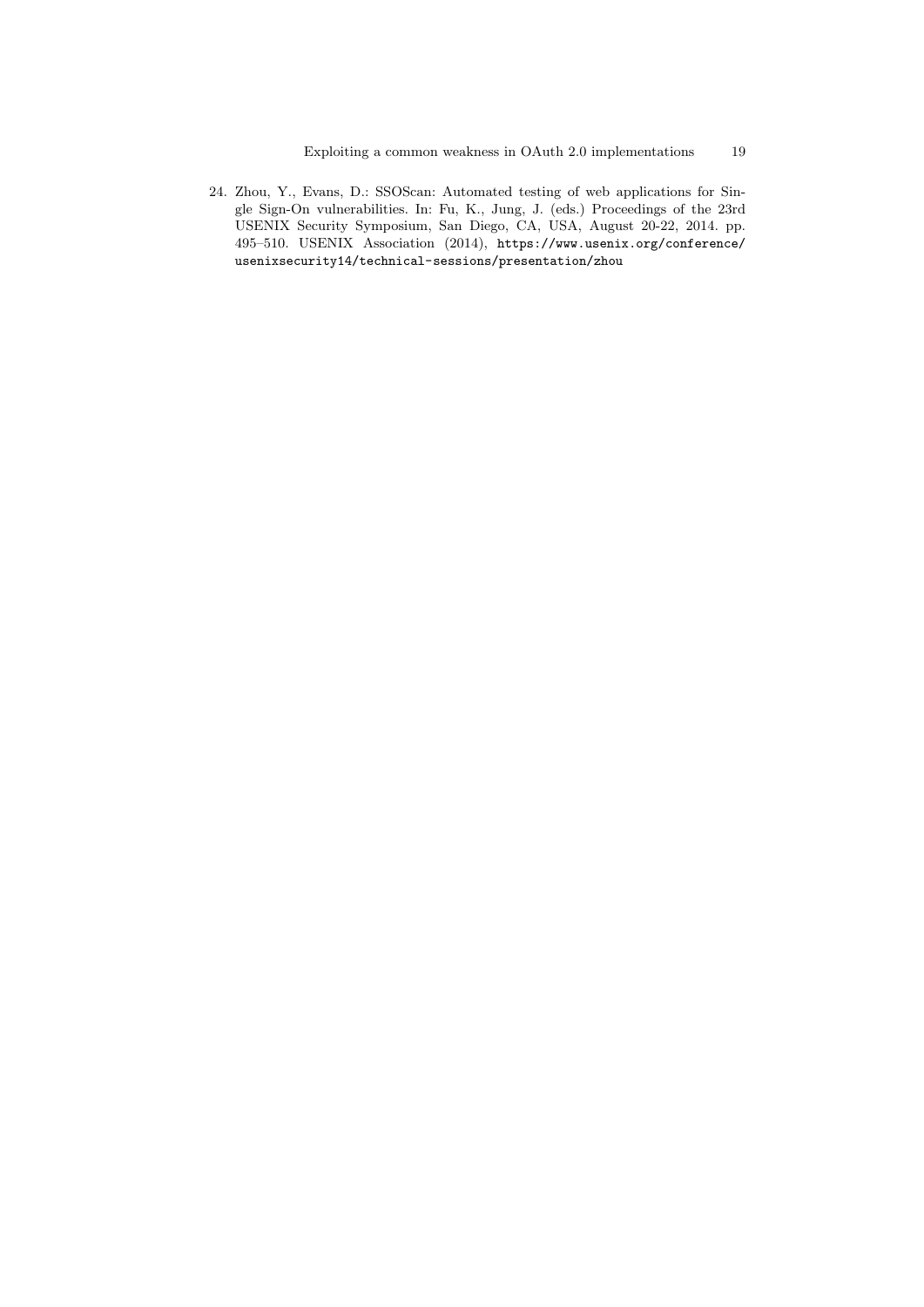24. Zhou, Y., Evans, D.: SSOScan: Automated testing of web applications for Single Sign-On vulnerabilities. In: Fu, K., Jung, J. (eds.) Proceedings of the 23rd USENIX Security Symposium, San Diego, CA, USA, August 20-22, 2014. pp. 495–510. USENIX Association (2014), https://www.usenix.org/conference/usenixsecurity14/technical-sessions/presentation/zhou